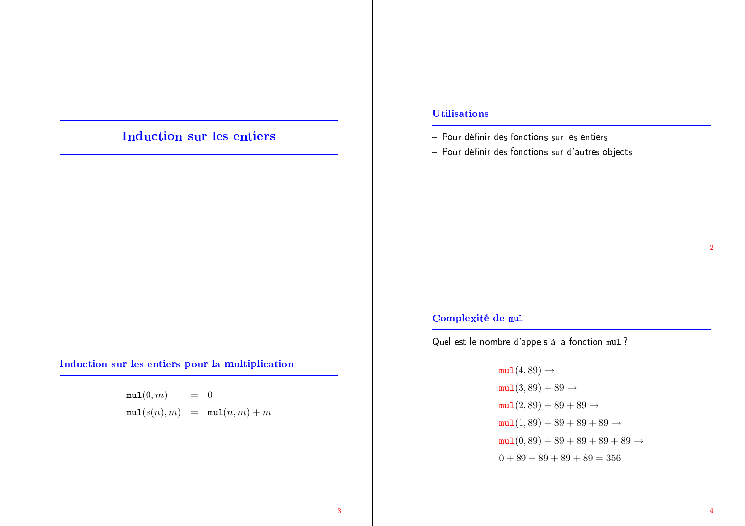# Induction sur les entiers

## Utilisations

- Pour définir des fonctions sur les entiers
- Pour définir des fonctions sur d'autres objects

## Induction sur les entiers pour la multiplication

$$
\begin{aligned}
\texttt{mul}(0, m) &= 0 \\
\texttt{mul}(s(n), m) &= \texttt{mul}(n, m) + m
\end{aligned}
$$

## Complexité de `mul`

Quel est le nombre d'appels à la fonction `mul` ?

$$
\begin{aligned}
&\texttt{mul}(4, 89) \rightarrow \\
&\texttt{mul}(3, 89) + 89 \rightarrow \\
&\texttt{mul}(2, 89) + 89 + 89 \rightarrow \\
&\texttt{mul}(1, 89) + 89 + 89 + 89 \rightarrow \\
&\texttt{mul}(0, 89) + 89 + 89 + 89 + 89 \rightarrow \\
&0 + 89 + 89 + 89 + 89 = 356
\end{aligned}
$$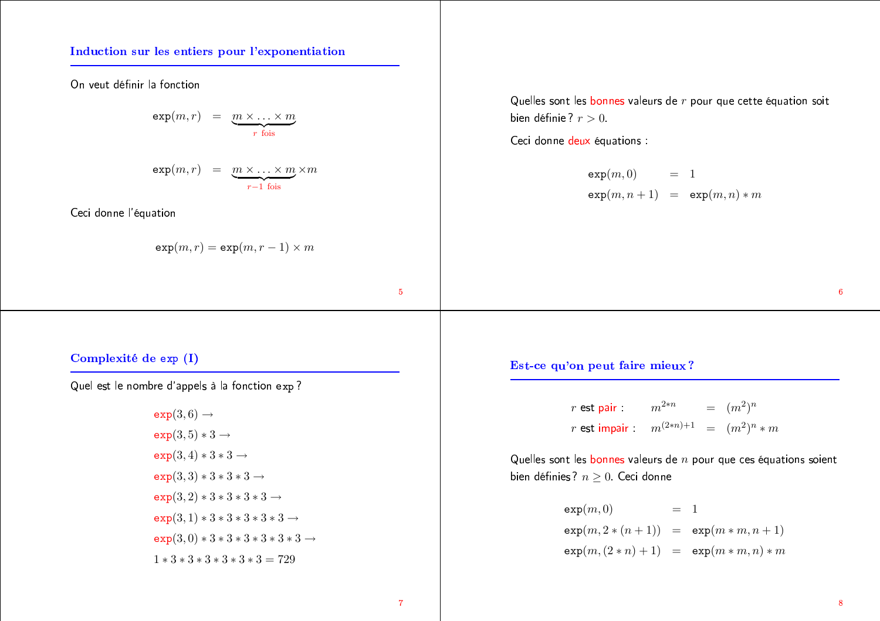## Induction sur les entiers pour l'exponentiation

On veut définir la fonction

$$\texttt{exp}(m, r) = \underbrace{m \times \ldots \times m}_{r \text{ fois}}$$

$$\texttt{exp}(m, r) = \underbrace{m \times \ldots \times m}_{r-1 \text{ fois}} \times m$$

Ceci donne l'équation

$$\texttt{exp}(m, r) = \texttt{exp}(m, r-1) \times m$$

Quelles sont les bonnes valeurs de $r$ pour que cette équation soit bien définie ? $r > 0$.

Ceci donne deux équations :

$$\begin{aligned} \texttt{exp}(m, 0) &= 1 \\ \texttt{exp}(m, n+1) &= \texttt{exp}(m, n) * m \end{aligned}$$

## Complexité de exp (I)

Quel est le nombre d'appels à la fonction exp ?

$\texttt{exp}(3, 6) \rightarrow$

$\texttt{exp}(3, 5) * 3 \rightarrow$

$\texttt{exp}(3, 4) * 3 * 3 \rightarrow$

$\texttt{exp}(3, 3) * 3 * 3 * 3 \rightarrow$

$\texttt{exp}(3, 2) * 3 * 3 * 3 * 3 \rightarrow$

$\texttt{exp}(3, 1) * 3 * 3 * 3 * 3 * 3 \rightarrow$

$\texttt{exp}(3, 0) * 3 * 3 * 3 * 3 * 3 * 3 \rightarrow$

$1 * 3 * 3 * 3 * 3 * 3 * 3 = 729$

## Est-ce qu'on peut faire mieux ?

$$\begin{aligned} r \text{ est pair :} \quad & m^{2*n} &= (m^2)^n \\ r \text{ est impair :} \quad & m^{(2*n)+1} &= (m^2)^n * m \end{aligned}$$

Quelles sont les bonnes valeurs de $n$ pour que ces équations soient bien définies ? $n \geq 0$. Ceci donne

$$\begin{aligned} \texttt{exp}(m, 0) &= 1 \\ \texttt{exp}(m, 2*(n+1)) &= \texttt{exp}(m*m, n+1) \\ \texttt{exp}(m, (2*n)+1) &= \texttt{exp}(m*m, n) * m \end{aligned}$$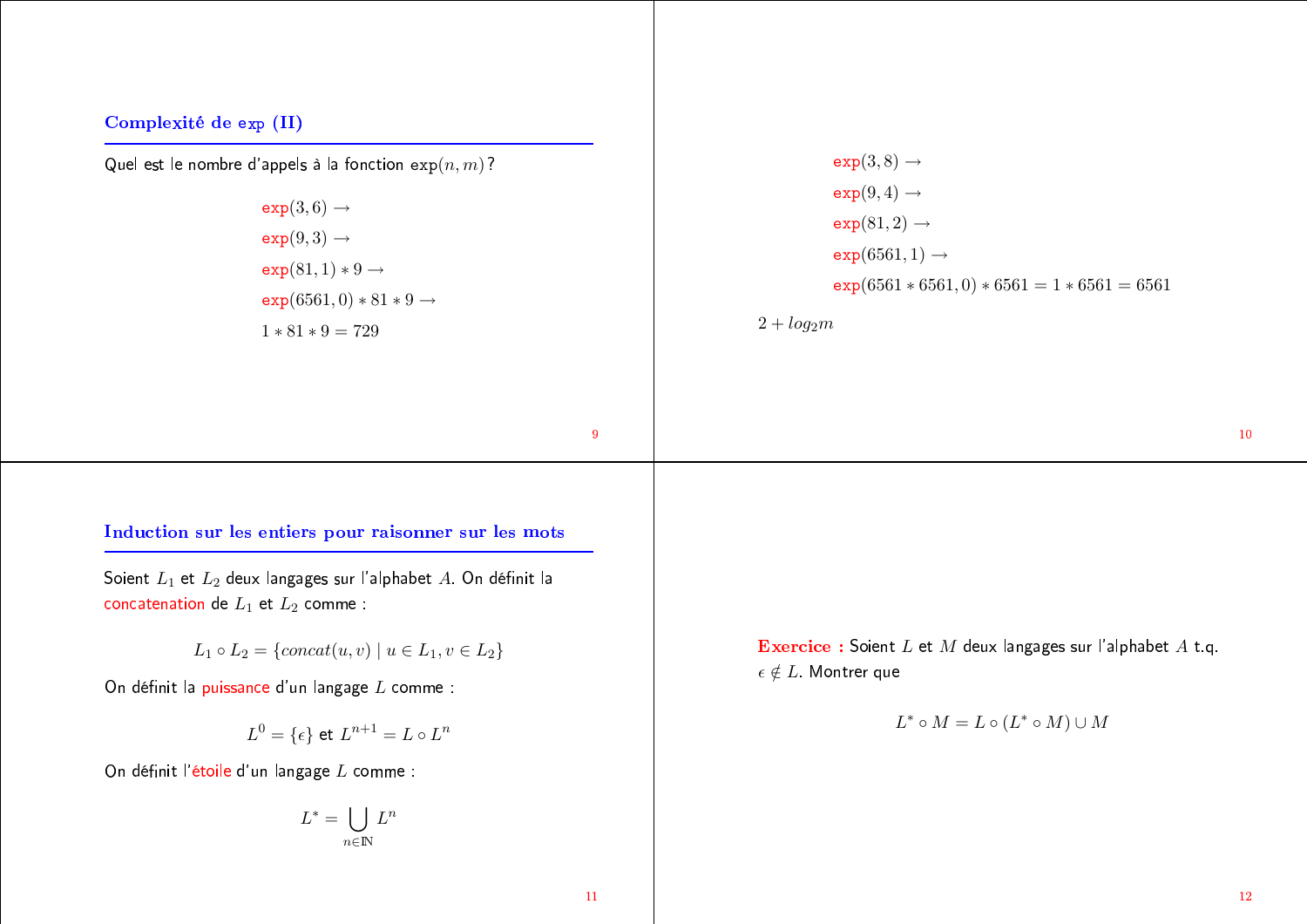## Complexité de exp (II)

Quel est le nombre d'appels à la fonction $\texttt{exp}(n, m)$ ?

$$\texttt{exp}(3,6) \rightarrow$$
$$\texttt{exp}(9,3) \rightarrow$$
$$\texttt{exp}(81,1) * 9 \rightarrow$$
$$\texttt{exp}(6561,0) * 81 * 9 \rightarrow$$
$$1 * 81 * 9 = 729$$

$$\texttt{exp}(3,8) \rightarrow$$
$$\texttt{exp}(9,4) \rightarrow$$
$$\texttt{exp}(81,2) \rightarrow$$
$$\texttt{exp}(6561,1) \rightarrow$$
$$\texttt{exp}(6561 * 6561, 0) * 6561 = 1 * 6561 = 6561$$

$2 + log_2 m$

## Induction sur les entiers pour raisonner sur les mots

Soient $L_1$ et $L_2$ deux langages sur l'alphabet $A$. On définit la concatenation de $L_1$ et $L_2$ comme :

$$L_1 \circ L_2 = \{concat(u, v) \mid u \in L_1, v \in L_2\}$$

On définit la puissance d'un langage $L$ comme :

$$L^0 = \{\epsilon\} \text{ et } L^{n+1} = L \circ L^n$$

On définit l'étoile d'un langage $L$ comme :

$$L^* = \bigcup_{n \in \mathbb{N}} L^n$$

**Exercice :** Soient $L$ et $M$ deux langages sur l'alphabet $A$ t.q. $\epsilon \notin L$. Montrer que

$$L^* \circ M = L \circ (L^* \circ M) \cup M$$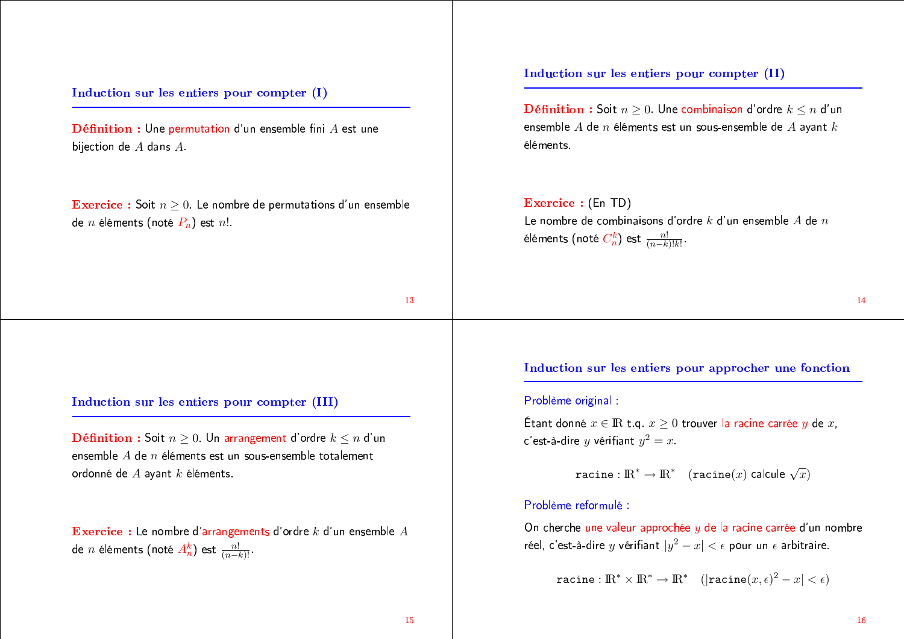## Induction sur les entiers pour compter (I)

**Définition :** Une permutation d'un ensemble fini $A$ est une bijection de $A$ dans $A$.

**Exercice :** Soit $n \geq 0$. Le nombre de permutations d'un ensemble de $n$ éléments (noté $P_n$) est $n!$.

## Induction sur les entiers pour compter (II)

**Définition :** Soit $n \geq 0$. Une combinaison d'ordre $k \leq n$ d'un ensemble $A$ de $n$ éléments est un sous-ensemble de $A$ ayant $k$ éléments.

**Exercice :** (En TD)
Le nombre de combinaisons d'ordre $k$ d'un ensemble $A$ de $n$ éléments (noté $C_n^k$) est $\frac{n!}{(n-k)!k!}$.

## Induction sur les entiers pour compter (III)

**Définition :** Soit $n \geq 0$. Un arrangement d'ordre $k \leq n$ d'un ensemble $A$ de $n$ éléments est un sous-ensemble totalement ordonné de $A$ ayant $k$ éléments.

**Exercice :** Le nombre d'arrangements d'ordre $k$ d'un ensemble $A$ de $n$ éléments (noté $A_n^k$) est $\frac{n!}{(n-k)!}$.

## Induction sur les entiers pour approcher une fonction

Problème original :

Étant donné $x \in \mathbb{R}$ t.q. $x \geq 0$ trouver la racine carrée $y$ de $x$, c'est-à-dire $y$ vérifiant $y^2 = x$.

$$\texttt{racine} : \mathbb{R}^* \rightarrow \mathbb{R}^* \quad (\texttt{racine}(x) \text{ calcule } \sqrt{x})$$

Problème reformulé :

On cherche une valeur approchée $y$ de la racine carrée d'un nombre réel, c'est-à-dire $y$ vérifiant $|y^2 - x| < \epsilon$ pour un $\epsilon$ arbitraire.

$$\texttt{racine} : \mathbb{R}^* \times \mathbb{R}^* \rightarrow \mathbb{R}^* \quad (|\texttt{racine}(x, \epsilon)^2 - x| < \epsilon)$$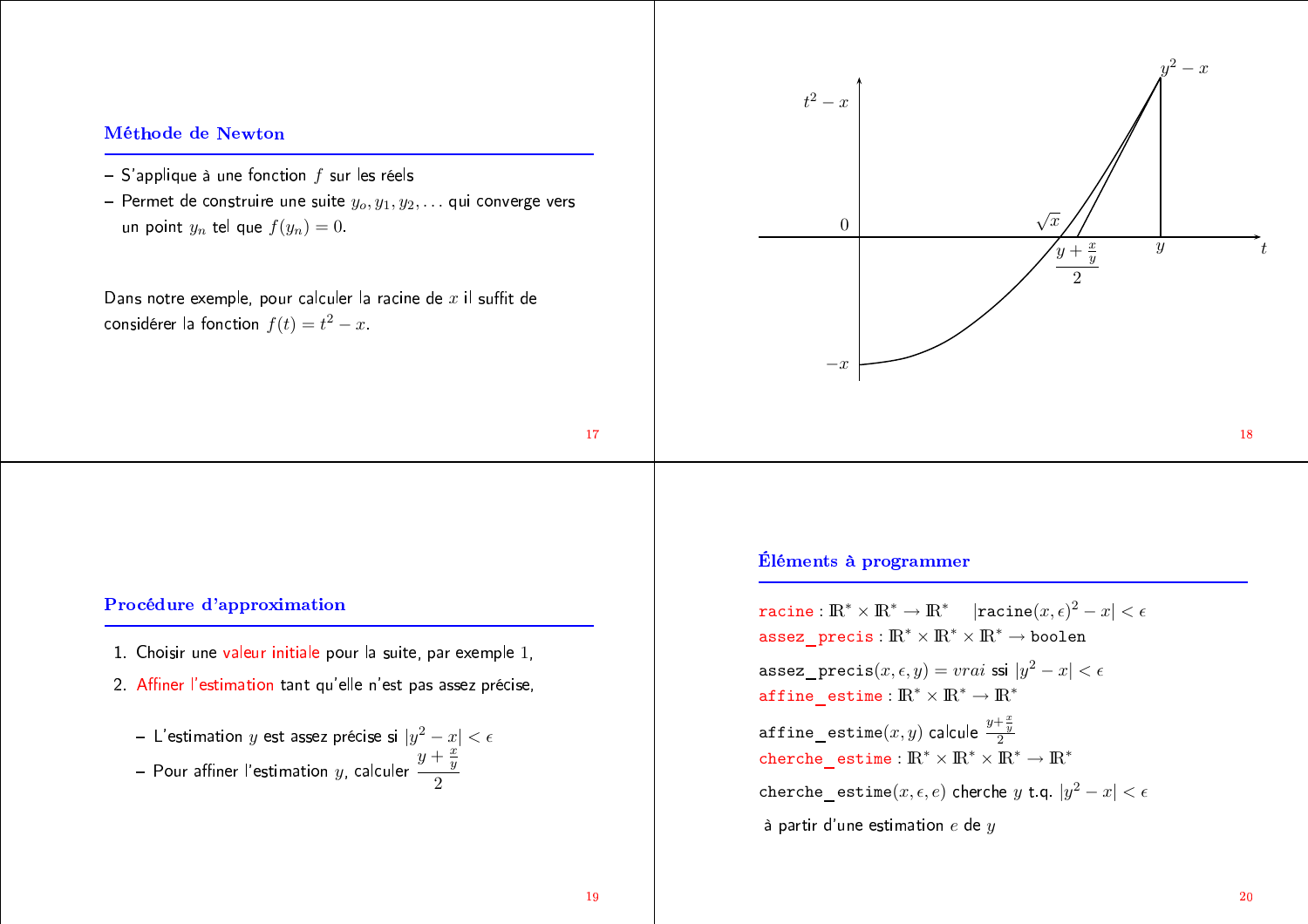## Méthode de Newton

- S'applique à une fonction $f$ sur les réels
- Permet de construire une suite $y_o, y_1, y_2, \ldots$ qui converge vers un point $y_n$ tel que $f(y_n) = 0$.

Dans notre exemple, pour calculer la racine de $x$ il suffit de considérer la fonction $f(t) = t^2 - x$.

$y^2 - x$

$t^2 - x$

$0$

$\sqrt{x}$

$\dfrac{y + \frac{x}{y}}{2}$

$y$

$t$

$-x$

## Procédure d'approximation

1. Choisir une valeur initiale pour la suite, par exemple 1,
2. Affiner l'estimation tant qu'elle n'est pas assez précise,

   - L'estimation $y$ est assez précise si $|y^2 - x| < \epsilon$
   - Pour affiner l'estimation $y$, calculer $\dfrac{y + \frac{x}{y}}{2}$

## Éléments à programmer

`racine` : $\mathbb{R}^* \times \mathbb{R}^* \to \mathbb{R}^*$ $\quad |\texttt{racine}(x, \epsilon)^2 - x| < \epsilon$

`assez_precis` : $\mathbb{R}^* \times \mathbb{R}^* \times \mathbb{R}^* \to$ `boolen`

`assez_precis`$(x, \epsilon, y) = vrai$ ssi $|y^2 - x| < \epsilon$

`affine_estime` : $\mathbb{R}^* \times \mathbb{R}^* \to \mathbb{R}^*$

`affine_estime`$(x, y)$ calcule $\frac{y + \frac{x}{y}}{2}$

`cherche_estime` : $\mathbb{R}^* \times \mathbb{R}^* \times \mathbb{R}^* \to \mathbb{R}^*$

`cherche_estime`$(x, \epsilon, e)$ cherche $y$ t.q. $|y^2 - x| < \epsilon$ à partir d'une estimation $e$ de $y$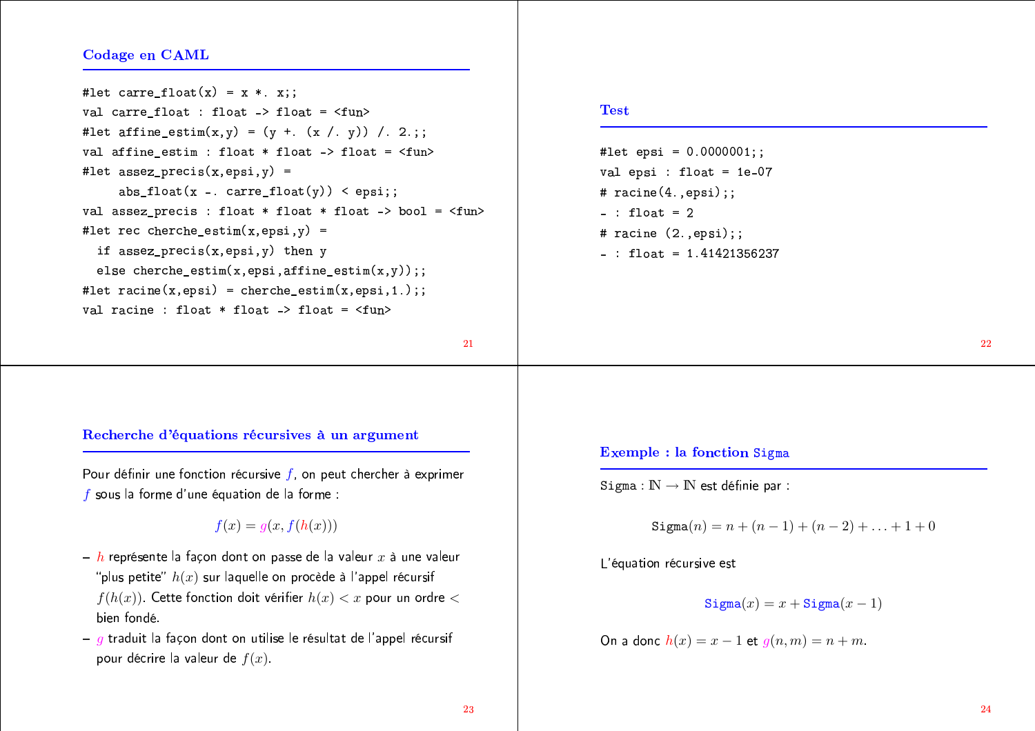## Codage en CAML

```
#let carre_float(x) = x *. x;;
val carre_float : float -> float = <fun>
#let affine_estim(x,y) = (y +. (x /. y)) /. 2.;;
val affine_estim : float * float -> float = <fun>
#let assez_precis(x,epsi,y) =
     abs_float(x -. carre_float(y)) < epsi;;
val assez_precis : float * float * float -> bool = <fun>
#let rec cherche_estim(x,epsi,y) =
  if assez_precis(x,epsi,y) then y
  else cherche_estim(x,epsi,affine_estim(x,y));;
#let racine(x,epsi) = cherche_estim(x,epsi,1.);;
val racine : float * float -> float = <fun>
```

## Test

```
#let epsi = 0.0000001;;
val epsi : float = 1e-07
# racine(4.,epsi);;
- : float = 2
# racine (2.,epsi);;
- : float = 1.41421356237
```

## Recherche d'équations récursives à un argument

Pour définir une fonction récursive $f$, on peut chercher à exprimer $f$ sous la forme d'une équation de la forme :

$$f(x) = g(x, f(h(x)))$$

- $h$ représente la façon dont on passe de la valeur $x$ à une valeur "plus petite" $h(x)$ sur laquelle on procède à l'appel récursif $f(h(x))$. Cette fonction doit vérifier $h(x) < x$ pour un ordre $<$ bien fondé.
- $g$ traduit la façon dont on utilise le résultat de l'appel récursif pour décrire la valeur de $f(x)$.

## Exemple : la fonction `Sigma`

`Sigma` : $\mathbb{N} \rightarrow \mathbb{N}$ est définie par :

$$\texttt{Sigma}(n) = n + (n-1) + (n-2) + \ldots + 1 + 0$$

L'équation récursive est

$$\texttt{Sigma}(x) = x + \texttt{Sigma}(x-1)$$

On a donc $h(x) = x - 1$ et $g(n, m) = n + m$.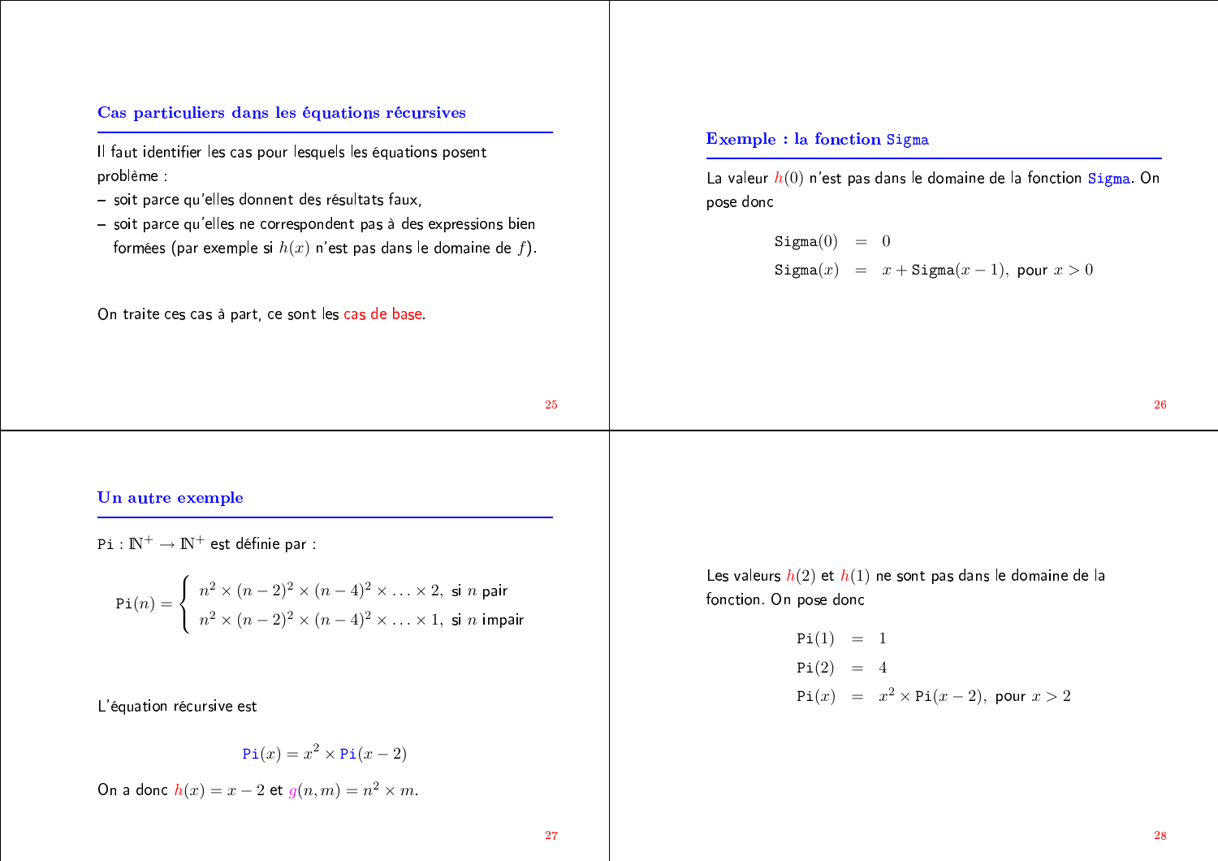## Cas particuliers dans les équations récursives

Il faut identifier les cas pour lesquels les équations posent problème :

- soit parce qu'elles donnent des résultats faux,
- soit parce qu'elles ne correspondent pas à des expressions bien formées (par exemple si $h(x)$ n'est pas dans le domaine de $f$).

On traite ces cas à part, ce sont les cas de base.

## Exemple : la fonction Sigma

La valeur $h(0)$ n'est pas dans le domaine de la fonction Sigma. On pose donc

$$
\begin{aligned}
\texttt{Sigma}(0) &= 0 \\
\texttt{Sigma}(x) &= x + \texttt{Sigma}(x-1), \text{ pour } x > 0
\end{aligned}
$$

## Un autre exemple

$\texttt{Pi} : \mathbb{N}^+ \rightarrow \mathbb{N}^+$ est définie par :

$$
\texttt{Pi}(n) = \begin{cases} n^2 \times (n-2)^2 \times (n-4)^2 \times \ldots \times 2, \text{ si } n \text{ pair} \\ n^2 \times (n-2)^2 \times (n-4)^2 \times \ldots \times 1, \text{ si } n \text{ impair} \end{cases}
$$

L'équation récursive est

$$
\texttt{Pi}(x) = x^2 \times \texttt{Pi}(x-2)
$$

On a donc $h(x) = x - 2$ et $g(n, m) = n^2 \times m$.

Les valeurs $h(2)$ et $h(1)$ ne sont pas dans le domaine de la fonction. On pose donc

$$
\begin{aligned}
\texttt{Pi}(1) &= 1 \\
\texttt{Pi}(2) &= 4 \\
\texttt{Pi}(x) &= x^2 \times \texttt{Pi}(x-2), \text{ pour } x > 2
\end{aligned}
$$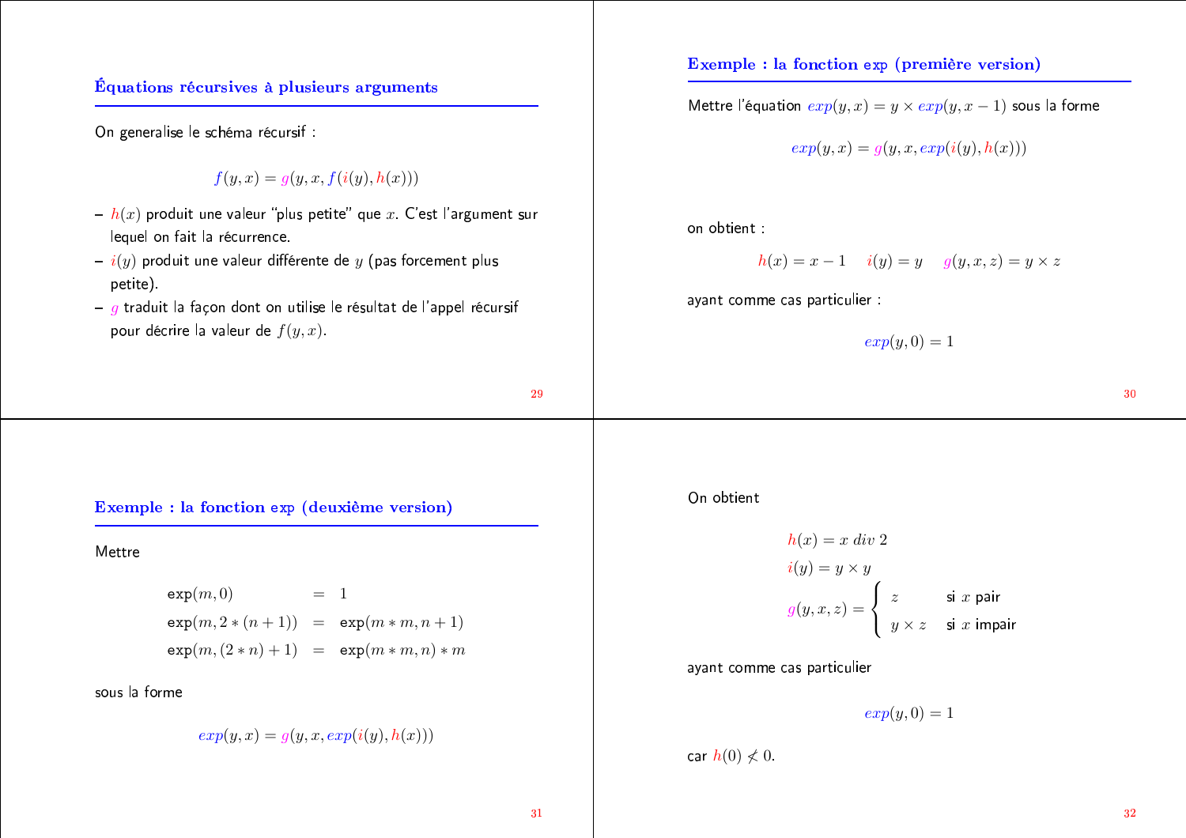## Équations récursives à plusieurs arguments

On generalise le schéma récursif :

$$f(y,x) = g(y,x,f(i(y),h(x)))$$

- $h(x)$ produit une valeur "plus petite" que $x$. C'est l'argument sur lequel on fait la récurrence.
- $i(y)$ produit une valeur différente de $y$ (pas forcement plus petite).
- $g$ traduit la façon dont on utilise le résultat de l'appel récursif pour décrire la valeur de $f(y,x)$.

## Exemple : la fonction exp (première version)

Mettre l'équation $exp(y,x) = y \times exp(y,x-1)$ sous la forme

$$exp(y,x) = g(y,x,exp(i(y),h(x)))$$

on obtient :

$$h(x) = x - 1 \quad i(y) = y \quad g(y,x,z) = y \times z$$

ayant comme cas particulier :

$$exp(y,0) = 1$$

## Exemple : la fonction exp (deuxième version)

Mettre

$$\begin{aligned}
\texttt{exp}(m,0) &= 1 \\
\texttt{exp}(m,2*(n+1)) &= \texttt{exp}(m*m,n+1) \\
\texttt{exp}(m,(2*n)+1) &= \texttt{exp}(m*m,n)*m
\end{aligned}$$

sous la forme

$$exp(y,x) = g(y,x,exp(i(y),h(x)))$$

On obtient

$$\begin{aligned}
h(x) &= x \ div\ 2 \\
i(y) &= y \times y \\
g(y,x,z) &= \begin{cases} z & \text{si } x \text{ pair} \\ y \times z & \text{si } x \text{ impair} \end{cases}
\end{aligned}$$

ayant comme cas particulier

$$exp(y,0) = 1$$

car $h(0) \not< 0$.